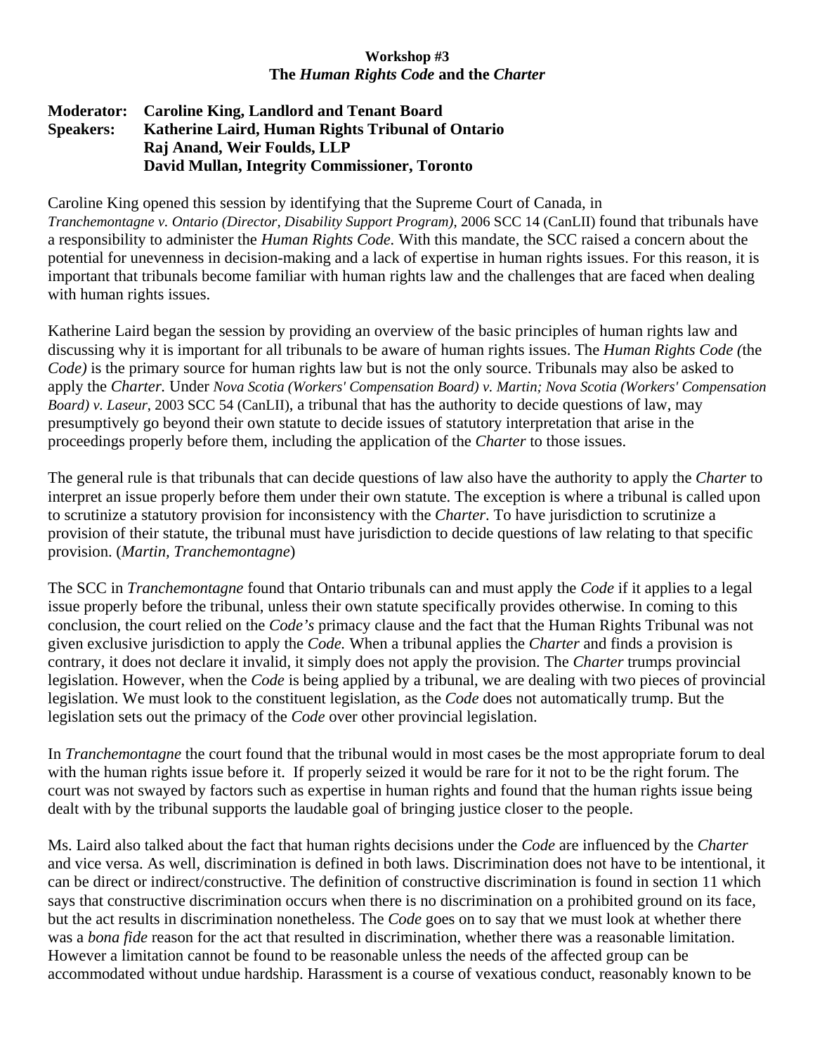**Workshop #3**
**The *Human Rights Code* and the *Charter***

**Moderator: Caroline King, Landlord and Tenant Board**
**Speakers: Katherine Laird, Human Rights Tribunal of Ontario**
**Raj Anand, Weir Foulds, LLP**
**David Mullan, Integrity Commissioner, Toronto**

Caroline King opened this session by identifying that the Supreme Court of Canada, in *Tranchemontagne v. Ontario (Director, Disability Support Program)*, 2006 SCC 14 (CanLII) found that tribunals have a responsibility to administer the *Human Rights Code*. With this mandate, the SCC raised a concern about the potential for unevenness in decision-making and a lack of expertise in human rights issues. For this reason, it is important that tribunals become familiar with human rights law and the challenges that are faced when dealing with human rights issues.

Katherine Laird began the session by providing an overview of the basic principles of human rights law and discussing why it is important for all tribunals to be aware of human rights issues. The *Human Rights Code (*the *Code)* is the primary source for human rights law but is not the only source. Tribunals may also be asked to apply the *Charter.* Under *Nova Scotia (Workers' Compensation Board) v. Martin; Nova Scotia (Workers' Compensation Board) v. Laseur*, 2003 SCC 54 (CanLII), a tribunal that has the authority to decide questions of law, may presumptively go beyond their own statute to decide issues of statutory interpretation that arise in the proceedings properly before them, including the application of the *Charter* to those issues.

The general rule is that tribunals that can decide questions of law also have the authority to apply the *Charter* to interpret an issue properly before them under their own statute. The exception is where a tribunal is called upon to scrutinize a statutory provision for inconsistency with the *Charter*. To have jurisdiction to scrutinize a provision of their statute, the tribunal must have jurisdiction to decide questions of law relating to that specific provision. (*Martin, Tranchemontagne*)

The SCC in *Tranchemontagne* found that Ontario tribunals can and must apply the *Code* if it applies to a legal issue properly before the tribunal, unless their own statute specifically provides otherwise. In coming to this conclusion, the court relied on the *Code's* primacy clause and the fact that the Human Rights Tribunal was not given exclusive jurisdiction to apply the *Code.* When a tribunal applies the *Charter* and finds a provision is contrary, it does not declare it invalid, it simply does not apply the provision. The *Charter* trumps provincial legislation. However, when the *Code* is being applied by a tribunal, we are dealing with two pieces of provincial legislation. We must look to the constituent legislation, as the *Code* does not automatically trump. But the legislation sets out the primacy of the *Code* over other provincial legislation.

In *Tranchemontagne* the court found that the tribunal would in most cases be the most appropriate forum to deal with the human rights issue before it. If properly seized it would be rare for it not to be the right forum. The court was not swayed by factors such as expertise in human rights and found that the human rights issue being dealt with by the tribunal supports the laudable goal of bringing justice closer to the people.

Ms. Laird also talked about the fact that human rights decisions under the *Code* are influenced by the *Charter* and vice versa. As well, discrimination is defined in both laws. Discrimination does not have to be intentional, it can be direct or indirect/constructive. The definition of constructive discrimination is found in section 11 which says that constructive discrimination occurs when there is no discrimination on a prohibited ground on its face, but the act results in discrimination nonetheless. The *Code* goes on to say that we must look at whether there was a *bona fide* reason for the act that resulted in discrimination, whether there was a reasonable limitation. However a limitation cannot be found to be reasonable unless the needs of the affected group can be accommodated without undue hardship. Harassment is a course of vexatious conduct, reasonably known to be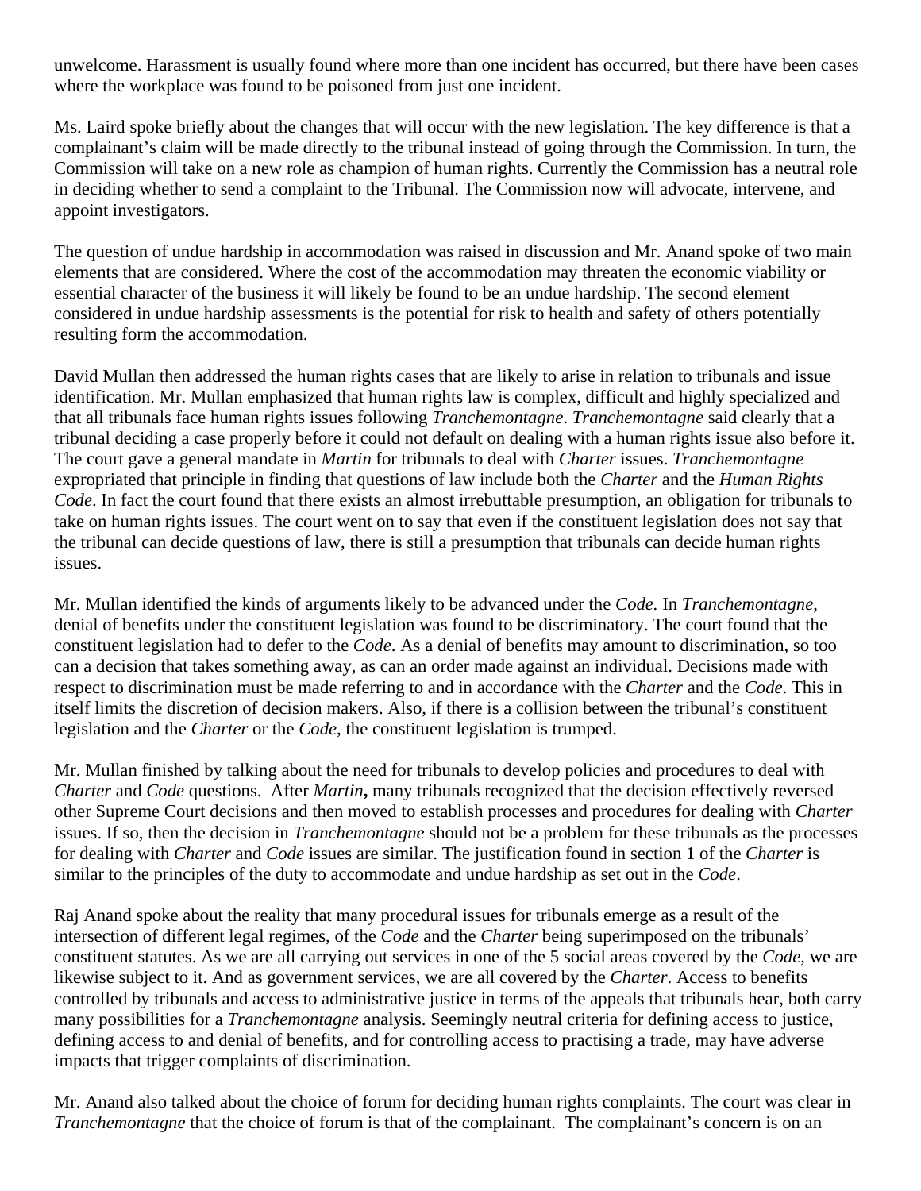unwelcome. Harassment is usually found where more than one incident has occurred, but there have been cases where the workplace was found to be poisoned from just one incident.

Ms. Laird spoke briefly about the changes that will occur with the new legislation. The key difference is that a complainant's claim will be made directly to the tribunal instead of going through the Commission. In turn, the Commission will take on a new role as champion of human rights. Currently the Commission has a neutral role in deciding whether to send a complaint to the Tribunal. The Commission now will advocate, intervene, and appoint investigators.

The question of undue hardship in accommodation was raised in discussion and Mr. Anand spoke of two main elements that are considered. Where the cost of the accommodation may threaten the economic viability or essential character of the business it will likely be found to be an undue hardship. The second element considered in undue hardship assessments is the potential for risk to health and safety of others potentially resulting form the accommodation.

David Mullan then addressed the human rights cases that are likely to arise in relation to tribunals and issue identification. Mr. Mullan emphasized that human rights law is complex, difficult and highly specialized and that all tribunals face human rights issues following *Tranchemontagne*. *Tranchemontagne* said clearly that a tribunal deciding a case properly before it could not default on dealing with a human rights issue also before it. The court gave a general mandate in *Martin* for tribunals to deal with *Charter* issues. *Tranchemontagne* expropriated that principle in finding that questions of law include both the *Charter* and the *Human Rights Code*. In fact the court found that there exists an almost irrebuttable presumption, an obligation for tribunals to take on human rights issues. The court went on to say that even if the constituent legislation does not say that the tribunal can decide questions of law, there is still a presumption that tribunals can decide human rights issues.

Mr. Mullan identified the kinds of arguments likely to be advanced under the *Code*. In *Tranchemontagne*, denial of benefits under the constituent legislation was found to be discriminatory. The court found that the constituent legislation had to defer to the *Code*. As a denial of benefits may amount to discrimination, so too can a decision that takes something away, as can an order made against an individual. Decisions made with respect to discrimination must be made referring to and in accordance with the *Charter* and the *Code*. This in itself limits the discretion of decision makers. Also, if there is a collision between the tribunal's constituent legislation and the *Charter* or the *Code*, the constituent legislation is trumped.

Mr. Mullan finished by talking about the need for tribunals to develop policies and procedures to deal with *Charter* and *Code* questions. After *Martin***,** many tribunals recognized that the decision effectively reversed other Supreme Court decisions and then moved to establish processes and procedures for dealing with *Charter* issues. If so, then the decision in *Tranchemontagne* should not be a problem for these tribunals as the processes for dealing with *Charter* and *Code* issues are similar. The justification found in section 1 of the *Charter* is similar to the principles of the duty to accommodate and undue hardship as set out in the *Code*.

Raj Anand spoke about the reality that many procedural issues for tribunals emerge as a result of the intersection of different legal regimes, of the *Code* and the *Charter* being superimposed on the tribunals' constituent statutes. As we are all carrying out services in one of the 5 social areas covered by the *Code*, we are likewise subject to it. And as government services, we are all covered by the *Charter*. Access to benefits controlled by tribunals and access to administrative justice in terms of the appeals that tribunals hear, both carry many possibilities for a *Tranchemontagne* analysis. Seemingly neutral criteria for defining access to justice, defining access to and denial of benefits, and for controlling access to practising a trade, may have adverse impacts that trigger complaints of discrimination.

Mr. Anand also talked about the choice of forum for deciding human rights complaints. The court was clear in *Tranchemontagne* that the choice of forum is that of the complainant. The complainant's concern is on an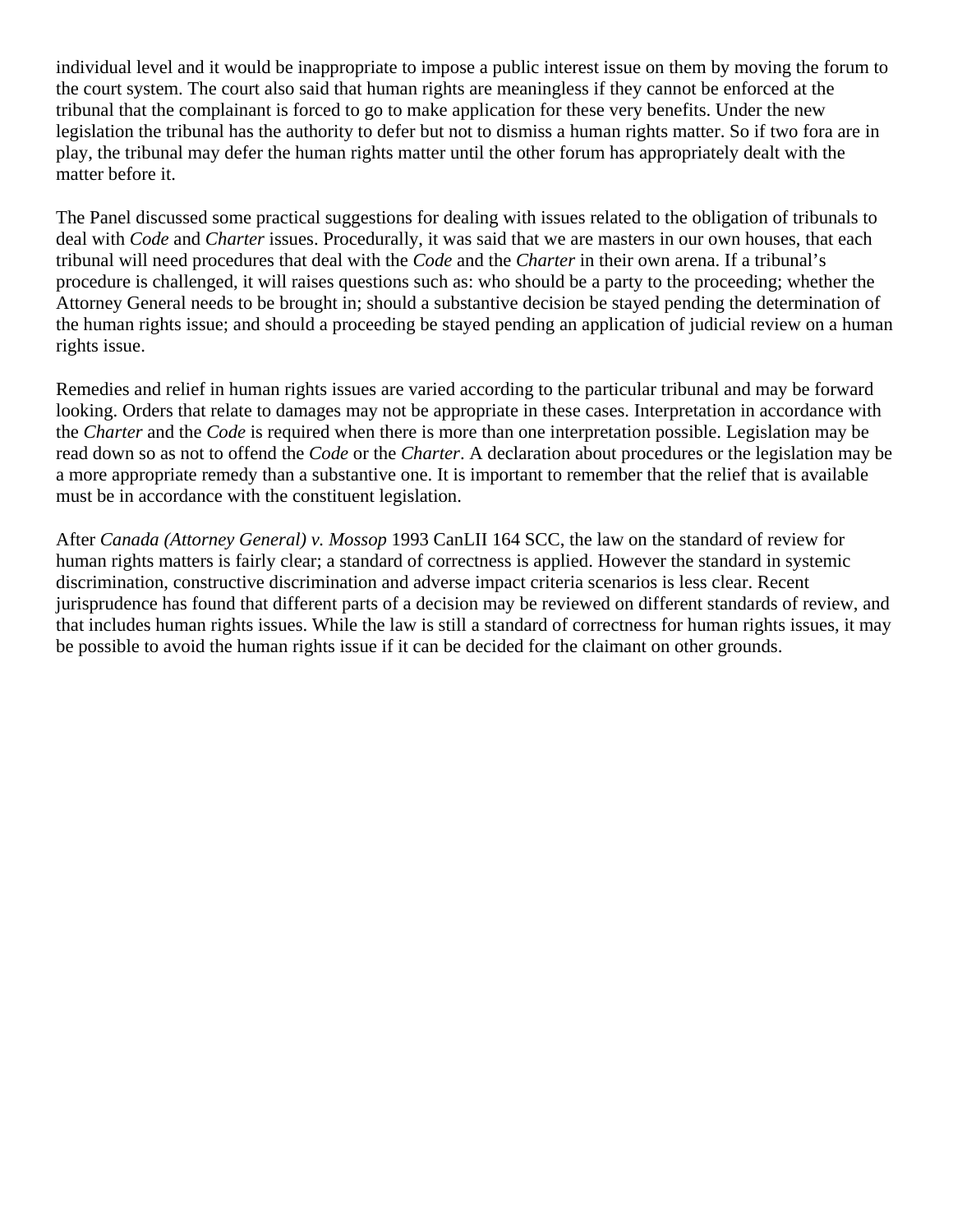individual level and it would be inappropriate to impose a public interest issue on them by moving the forum to the court system. The court also said that human rights are meaningless if they cannot be enforced at the tribunal that the complainant is forced to go to make application for these very benefits. Under the new legislation the tribunal has the authority to defer but not to dismiss a human rights matter. So if two fora are in play, the tribunal may defer the human rights matter until the other forum has appropriately dealt with the matter before it.

The Panel discussed some practical suggestions for dealing with issues related to the obligation of tribunals to deal with *Code* and *Charter* issues. Procedurally, it was said that we are masters in our own houses, that each tribunal will need procedures that deal with the *Code* and the *Charter* in their own arena. If a tribunal's procedure is challenged, it will raises questions such as: who should be a party to the proceeding; whether the Attorney General needs to be brought in; should a substantive decision be stayed pending the determination of the human rights issue; and should a proceeding be stayed pending an application of judicial review on a human rights issue.

Remedies and relief in human rights issues are varied according to the particular tribunal and may be forward looking. Orders that relate to damages may not be appropriate in these cases. Interpretation in accordance with the *Charter* and the *Code* is required when there is more than one interpretation possible. Legislation may be read down so as not to offend the *Code* or the *Charter*. A declaration about procedures or the legislation may be a more appropriate remedy than a substantive one. It is important to remember that the relief that is available must be in accordance with the constituent legislation.

After *Canada (Attorney General) v. Mossop* 1993 CanLII 164 SCC, the law on the standard of review for human rights matters is fairly clear; a standard of correctness is applied. However the standard in systemic discrimination, constructive discrimination and adverse impact criteria scenarios is less clear. Recent jurisprudence has found that different parts of a decision may be reviewed on different standards of review, and that includes human rights issues. While the law is still a standard of correctness for human rights issues, it may be possible to avoid the human rights issue if it can be decided for the claimant on other grounds.